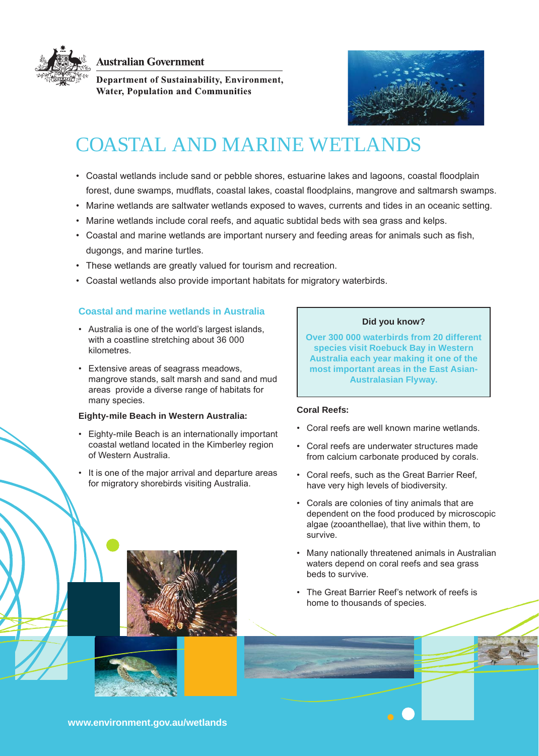Australian Government

Department of Sustainability, Environment, Water, Population and Communities

# COASTAL AND MARINE WETLANDS

- Coastal wetlands include sand or pebble shores, estuarine lakes and lagoons, coastal floodplain forest, dune swamps, mudflats, coastal lakes, coastal floodplains, mangrove and saltmarsh swamps.
- Marine wetlands are saltwater wetlands exposed to waves, currents and tides in an oceanic setting.
- Marine wetlands include coral reefs, and aquatic subtidal beds with sea grass and kelps.
- Coastal and marine wetlands are important nursery and feeding areas for animals such as fish, dugongs, and marine turtles.
- These wetlands are greatly valued for tourism and recreation.
- Coastal wetlands also provide important habitats for migratory waterbirds.

## Coastal and marine wetlands in Australia

- Australia is one of the world's largest islands, with a coastline stretching about 36 000 kilometres.
- Extensive areas of seagrass meadows, mangrove stands, salt marsh and sand and mud areas provide a diverse range of habitats for many species.

**Eighty-mile Beach in Western Australia:**

- Eighty-mile Beach is an internationally important coastal wetland located in the Kimberley region of Western Australia.
- It is one of the major arrival and departure areas for migratory shorebirds visiting Australia.

**Did you know?**

**Over 300 000 waterbirds from 20 different species visit Roebuck Bay in Western Australia each year making it one of the most important areas in the East Asian-Australasian Flyway.**

**Coral Reefs:**

- Coral reefs are well known marine wetlands.
- Coral reefs are underwater structures made from calcium carbonate produced by corals.
- Coral reefs, such as the Great Barrier Reef, have very high levels of biodiversity.
- Corals are colonies of tiny animals that are dependent on the food produced by microscopic algae (zooanthellae), that live within them, to survive.
- Many nationally threatened animals in Australian waters depend on coral reefs and sea grass beds to survive.
- The Great Barrier Reef's network of reefs is home to thousands of species.

www.environment.gov.au/wetlands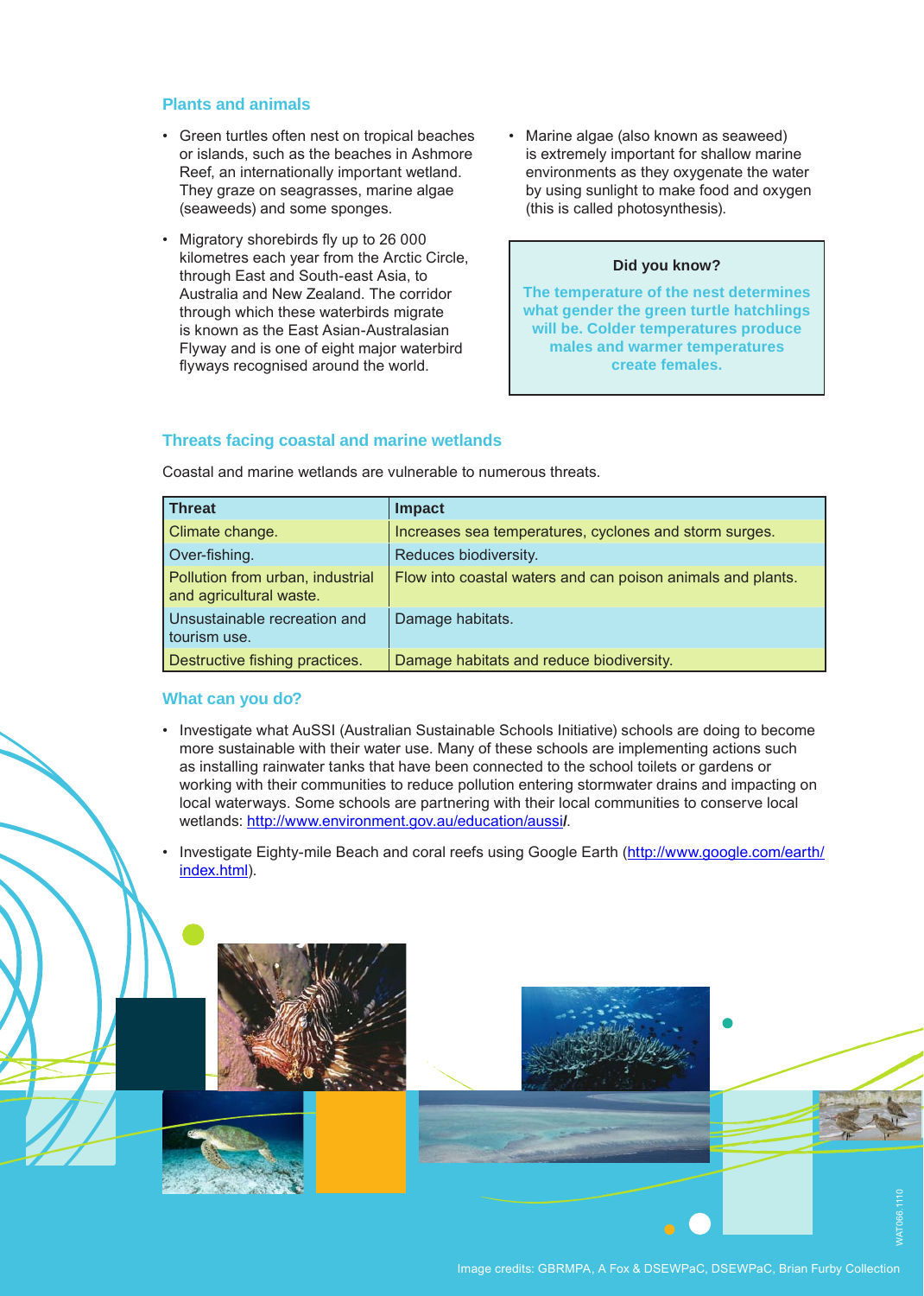## Plants and animals

- Green turtles often nest on tropical beaches or islands, such as the beaches in Ashmore Reef, an internationally important wetland. They graze on seagrasses, marine algae (seaweeds) and some sponges.
- Migratory shorebirds fly up to 26 000 kilometres each year from the Arctic Circle, through East and South-east Asia, to Australia and New Zealand. The corridor through which these waterbirds migrate is known as the East Asian-Australasian Flyway and is one of eight major waterbird flyways recognised around the world.
- Marine algae (also known as seaweed) is extremely important for shallow marine environments as they oxygenate the water by using sunlight to make food and oxygen (this is called photosynthesis).

**Did you know?**

**The temperature of the nest determines what gender the green turtle hatchlings will be. Colder temperatures produce males and warmer temperatures create females.**

## Threats facing coastal and marine wetlands

Coastal and marine wetlands are vulnerable to numerous threats.

| Threat | Impact |
| --- | --- |
| Climate change. | Increases sea temperatures, cyclones and storm surges. |
| Over-fishing. | Reduces biodiversity. |
| Pollution from urban, industrial and agricultural waste. | Flow into coastal waters and can poison animals and plants. |
| Unsustainable recreation and tourism use. | Damage habitats. |
| Destructive fishing practices. | Damage habitats and reduce biodiversity. |

## What can you do?

- Investigate what AuSSI (Australian Sustainable Schools Initiative) schools are doing to become more sustainable with their water use. Many of these schools are implementing actions such as installing rainwater tanks that have been connected to the school toilets or gardens or working with their communities to reduce pollution entering stormwater drains and impacting on local waterways. Some schools are partnering with their local communities to conserve local wetlands: http://www.environment.gov.au/education/aussi/.
- Investigate Eighty-mile Beach and coral reefs using Google Earth (http://www.google.com/earth/index.html).

Image credits: GBRMPA, A Fox & DSEWPaC, DSEWPaC, Brian Furby Collection

WAT066.1110